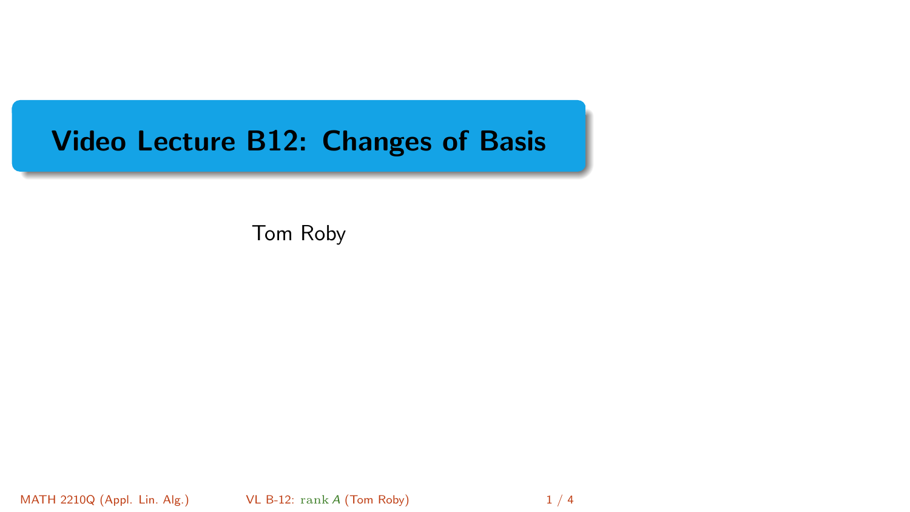# Video Lecture B12: Changes of Basis

Tom Roby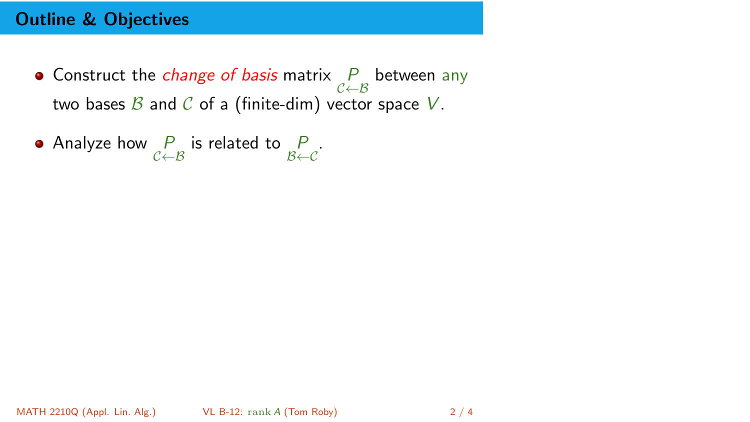## Outline & Objectives

- Construct the *change of basis* matrix $\underset{\mathcal{C}\leftarrow\mathcal{B}}{P}$ between any two bases $\mathcal{B}$ and $\mathcal{C}$ of a (finite-dim) vector space $V$.
- Analyze how $\underset{\mathcal{C}\leftarrow\mathcal{B}}{P}$ is related to $\underset{\mathcal{B}\leftarrow\mathcal{C}}{P}$.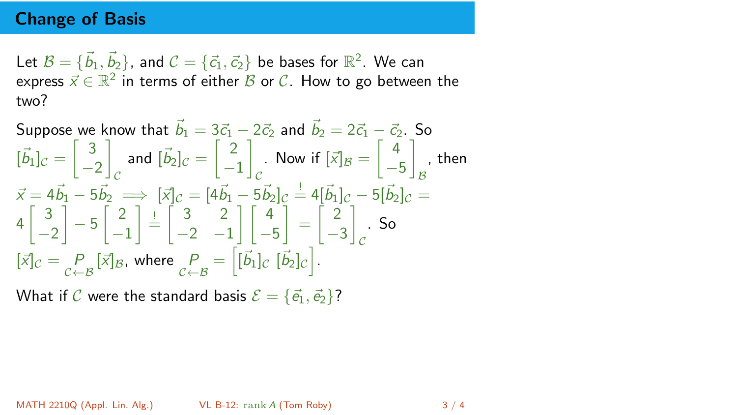## Change of Basis

Let $\mathcal{B} = \{\vec{b}_1, \vec{b}_2\}$, and $\mathcal{C} = \{\vec{c}_1, \vec{c}_2\}$ be bases for $\mathbb{R}^2$. We can express $\vec{x} \in \mathbb{R}^2$ in terms of either $\mathcal{B}$ or $\mathcal{C}$. How to go between the two?

Suppose we know that $\vec{b}_1 = 3\vec{c}_1 - 2\vec{c}_2$ and $\vec{b}_2 = 2\vec{c}_1 - \vec{c}_2$. So $[\vec{b}_1]_{\mathcal{C}} = \begin{bmatrix} 3 \\ -2 \end{bmatrix}_{\mathcal{C}}$ and $[\vec{b}_2]_{\mathcal{C}} = \begin{bmatrix} 2 \\ -1 \end{bmatrix}_{\mathcal{C}}$. Now if $[\vec{x}]_{\mathcal{B}} = \begin{bmatrix} 4 \\ -5 \end{bmatrix}_{\mathcal{B}}$, then $\vec{x} = 4\vec{b}_1 - 5\vec{b}_2 \implies [\vec{x}]_{\mathcal{C}} = [4\vec{b}_1 - 5\vec{b}_2]_{\mathcal{C}} \stackrel{!}{=} 4[\vec{b}_1]_{\mathcal{C}} - 5[\vec{b}_2]_{\mathcal{C}} = 4\begin{bmatrix} 3 \\ -2 \end{bmatrix} - 5\begin{bmatrix} 2 \\ -1 \end{bmatrix} \stackrel{!}{=} \begin{bmatrix} 3 & 2 \\ -2 & -1 \end{bmatrix}\begin{bmatrix} 4 \\ -5 \end{bmatrix} = \begin{bmatrix} 2 \\ -3 \end{bmatrix}_{\mathcal{C}}$. So $[\vec{x}]_{\mathcal{C}} = \underset{\mathcal{C}\leftarrow\mathcal{B}}{P}[\vec{x}]_{\mathcal{B}}$, where $\underset{\mathcal{C}\leftarrow\mathcal{B}}{P} = \Big[[\vec{b}_1]_{\mathcal{C}}\ [\vec{b}_2]_{\mathcal{C}}\Big]$.

What if $\mathcal{C}$ were the standard basis $\mathcal{E} = \{\vec{e}_1, \vec{e}_2\}$?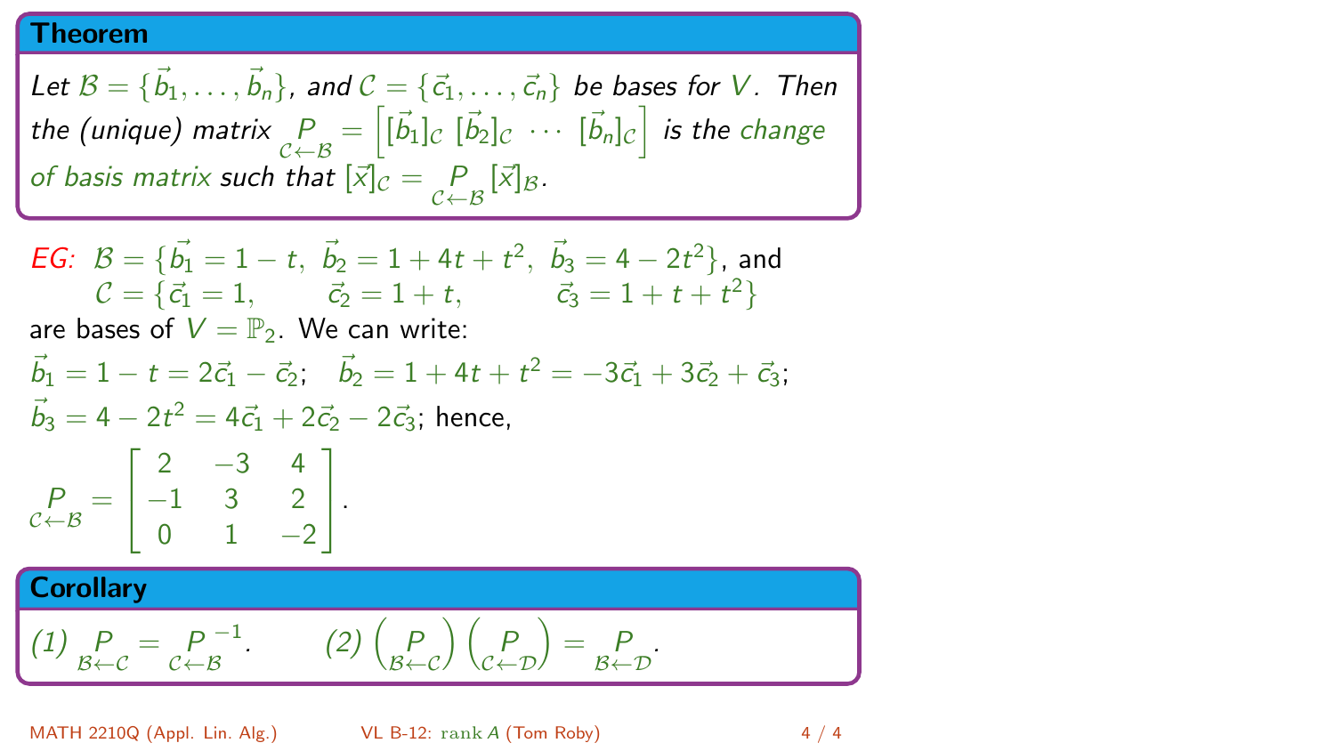**Theorem**

*Let $\mathcal{B} = \{\vec{b}_1, \ldots, \vec{b}_n\}$, and $\mathcal{C} = \{\vec{c}_1, \ldots, \vec{c}_n\}$ be bases for $V$. Then the (unique) matrix $\underset{\mathcal{C}\leftarrow\mathcal{B}}{P} = \left[ [\vec{b}_1]_{\mathcal{C}} \; [\vec{b}_2]_{\mathcal{C}} \; \cdots \; [\vec{b}_n]_{\mathcal{C}} \right]$ is the change of basis matrix such that $[\vec{x}]_{\mathcal{C}} = \underset{\mathcal{C}\leftarrow\mathcal{B}}{P} [\vec{x}]_{\mathcal{B}}$.*

*EG:* $\mathcal{B} = \{\vec{b}_1 = 1 - t, \; \vec{b}_2 = 1 + 4t + t^2, \; \vec{b}_3 = 4 - 2t^2\}$, and
$\mathcal{C} = \{\vec{c}_1 = 1, \quad \vec{c}_2 = 1 + t, \quad \vec{c}_3 = 1 + t + t^2\}$
are bases of $V = \mathbb{P}_2$. We can write:

$\vec{b}_1 = 1 - t = 2\vec{c}_1 - \vec{c}_2$; $\quad \vec{b}_2 = 1 + 4t + t^2 = -3\vec{c}_1 + 3\vec{c}_2 + \vec{c}_3$;

$\vec{b}_3 = 4 - 2t^2 = 4\vec{c}_1 + 2\vec{c}_2 - 2\vec{c}_3$; hence,

$$\underset{\mathcal{C}\leftarrow\mathcal{B}}{P} = \begin{bmatrix} 2 & -3 & 4 \\ -1 & 3 & 2 \\ 0 & 1 & -2 \end{bmatrix}.$$

**Corollary**

*(1)* $\underset{\mathcal{B}\leftarrow\mathcal{C}}{P} = \underset{\mathcal{C}\leftarrow\mathcal{B}}{P}^{-1}$. $\qquad$ *(2)* $\left(\underset{\mathcal{B}\leftarrow\mathcal{C}}{P}\right)\left(\underset{\mathcal{C}\leftarrow\mathcal{D}}{P}\right) = \underset{\mathcal{B}\leftarrow\mathcal{D}}{P}$.